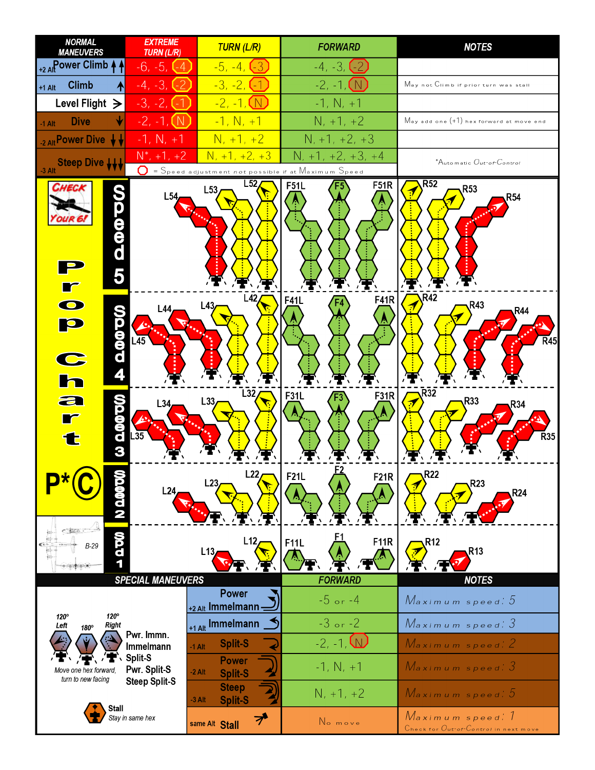| NORMAL MANEUVERS | EXTREME TURN (L/R) | TURN (L/R) | FORWARD | NOTES |
|---|---|---|---|---|
| +2 Alt Power Climb | -6, -5, (-4) | -5, -4, (-3) | -4, -3, (-2) | |
| +1 Alt Climb | -4, -3, (-2) | -3, -2, (-1) | -2, -1, (N) | May not Climb if prior turn was stall |
| Level Flight | -3, -2, (-1) | -2, -1, (N) | -1, N, +1 | |
| -1 Alt Dive | -2, -1, (N) | -1, N, +1 | N, +1, +2 | May add one (+1) hex forward at move end |
| -2 Alt Power Dive | -1, N, +1 | N, +1, +2 | N, +1, +2, +3 | |
| -3 Alt Steep Dive | N*, +1, +2 | N, +1, +2, +3 | N, +1, +2, +3, +4 | *Automatic Out-of-Control |

( ) = Speed adjustment not possible if at Maximum Speed

CHECK YOUR 6!

**Prop Chart**

P*C

B-29

Speed 5: L54, L53, L52, F51L, F5, F51R, R52, R53, R54

Speed 4: L44, L45, L43, L42, F41L, F4, F41R, R42, R43, R44, R45

Speed 3: L34, L35, L33, L32, F31L, F3, F31R, R32, R33, R34, R35

Speed 2: L24, L23, L22, F21L, F2, F21R, R22, R23, R24

Spd 1: L13, L12, F11L, F1, F11R, R12, R13

| SPECIAL MANEUVERS | FORWARD | NOTES |
|---|---|---|
| +2 Alt Power Immelmann | -5 or -4 | Maximum speed: 5 |
| +1 Alt Immelmann | -3 or -2 | Maximum speed: 3 |
| -1 Alt Split-S | -2, -1, (N) | Maximum speed: 2 |
| -2 Alt Power Split-S | -1, N, +1 | Maximum speed: 3 |
| -3 Alt Steep Split-S | N, +1, +2 | Maximum speed: 5 |
| same Alt Stall | No move | Maximum speed: 1<br>Check for Out-of-Control in next move |

120° Left, 180°, 120° Right — Pwr. Immn., Immelmann, Split-S, Pwr. Split-S, Steep Split-S

Move one hex forward, turn to new facing

Stall — Stay in same hex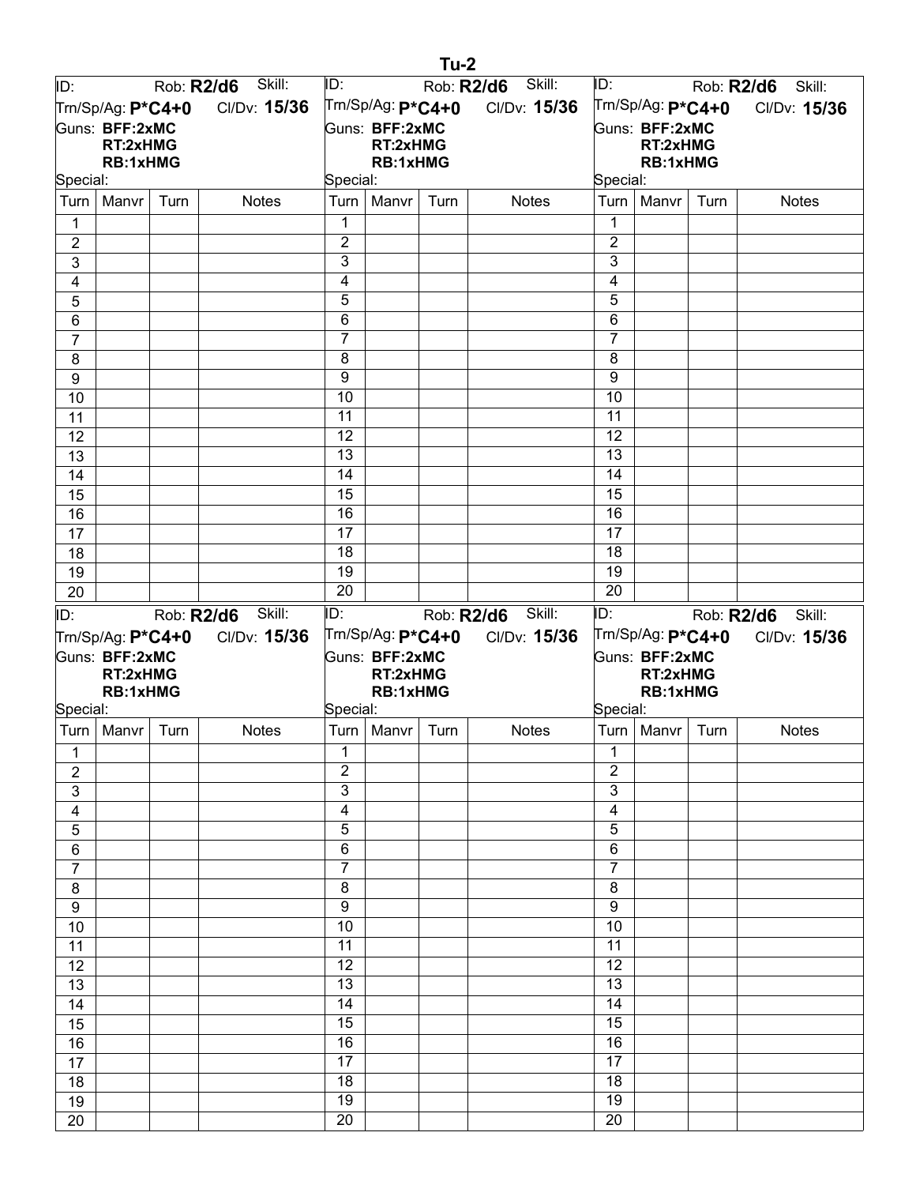# Tu-2

ID: Rob: **R2/d6** Skill:
Trn/Sp/Ag: **P*C4+0** Cl/Dv: **15/36**
Guns: **BFF:2xMC**
**RT:2xHMG**
**RB:1xHMG**
Special:

| Turn | Manvr | Turn | Notes |
|---|---|---|---|
| 1 | | | |
| 2 | | | |
| 3 | | | |
| 4 | | | |
| 5 | | | |
| 6 | | | |
| 7 | | | |
| 8 | | | |
| 9 | | | |
| 10 | | | |
| 11 | | | |
| 12 | | | |
| 13 | | | |
| 14 | | | |
| 15 | | | |
| 16 | | | |
| 17 | | | |
| 18 | | | |
| 19 | | | |
| 20 | | | |

ID: Rob: **R2/d6** Skill:
Trn/Sp/Ag: **P*C4+0** Cl/Dv: **15/36**
Guns: **BFF:2xMC**
**RT:2xHMG**
**RB:1xHMG**
Special:

| Turn | Manvr | Turn | Notes |
|---|---|---|---|
| 1 | | | |
| 2 | | | |
| 3 | | | |
| 4 | | | |
| 5 | | | |
| 6 | | | |
| 7 | | | |
| 8 | | | |
| 9 | | | |
| 10 | | | |
| 11 | | | |
| 12 | | | |
| 13 | | | |
| 14 | | | |
| 15 | | | |
| 16 | | | |
| 17 | | | |
| 18 | | | |
| 19 | | | |
| 20 | | | |

ID: Rob: **R2/d6** Skill:
Trn/Sp/Ag: **P*C4+0** Cl/Dv: **15/36**
Guns: **BFF:2xMC**
**RT:2xHMG**
**RB:1xHMG**
Special:

| Turn | Manvr | Turn | Notes |
|---|---|---|---|
| 1 | | | |
| 2 | | | |
| 3 | | | |
| 4 | | | |
| 5 | | | |
| 6 | | | |
| 7 | | | |
| 8 | | | |
| 9 | | | |
| 10 | | | |
| 11 | | | |
| 12 | | | |
| 13 | | | |
| 14 | | | |
| 15 | | | |
| 16 | | | |
| 17 | | | |
| 18 | | | |
| 19 | | | |
| 20 | | | |

ID: Rob: **R2/d6** Skill:
Trn/Sp/Ag: **P*C4+0** Cl/Dv: **15/36**
Guns: **BFF:2xMC**
**RT:2xHMG**
**RB:1xHMG**
Special:

| Turn | Manvr | Turn | Notes |
|---|---|---|---|
| 1 | | | |
| 2 | | | |
| 3 | | | |
| 4 | | | |
| 5 | | | |
| 6 | | | |
| 7 | | | |
| 8 | | | |
| 9 | | | |
| 10 | | | |
| 11 | | | |
| 12 | | | |
| 13 | | | |
| 14 | | | |
| 15 | | | |
| 16 | | | |
| 17 | | | |
| 18 | | | |
| 19 | | | |
| 20 | | | |

ID: Rob: **R2/d6** Skill:
Trn/Sp/Ag: **P*C4+0** Cl/Dv: **15/36**
Guns: **BFF:2xMC**
**RT:2xHMG**
**RB:1xHMG**
Special:

| Turn | Manvr | Turn | Notes |
|---|---|---|---|
| 1 | | | |
| 2 | | | |
| 3 | | | |
| 4 | | | |
| 5 | | | |
| 6 | | | |
| 7 | | | |
| 8 | | | |
| 9 | | | |
| 10 | | | |
| 11 | | | |
| 12 | | | |
| 13 | | | |
| 14 | | | |
| 15 | | | |
| 16 | | | |
| 17 | | | |
| 18 | | | |
| 19 | | | |
| 20 | | | |

ID: Rob: **R2/d6** Skill:
Trn/Sp/Ag: **P*C4+0** Cl/Dv: **15/36**
Guns: **BFF:2xMC**
**RT:2xHMG**
**RB:1xHMG**
Special:

| Turn | Manvr | Turn | Notes |
|---|---|---|---|
| 1 | | | |
| 2 | | | |
| 3 | | | |
| 4 | | | |
| 5 | | | |
| 6 | | | |
| 7 | | | |
| 8 | | | |
| 9 | | | |
| 10 | | | |
| 11 | | | |
| 12 | | | |
| 13 | | | |
| 14 | | | |
| 15 | | | |
| 16 | | | |
| 17 | | | |
| 18 | | | |
| 19 | | | |
| 20 | | | |